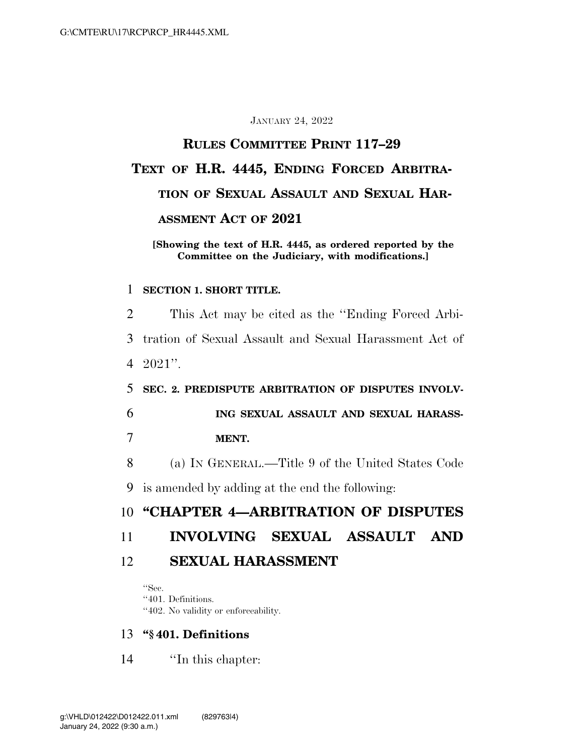JANUARY 24, 2022

# RULES COMMITTEE PRINT 117–29

# TEXT OF H.R. 4445, ENDING FORCED ARBITRATION OF SEXUAL ASSAULT AND SEXUAL HARASSMENT ACT OF 2021

**[Showing the text of H.R. 4445, as ordered reported by the Committee on the Judiciary, with modifications.]**

1 **SECTION 1. SHORT TITLE.**

2 This Act may be cited as the ''Ending Forced Arbi-
3 tration of Sexual Assault and Sexual Harassment Act of
4 2021''.

5 **SEC. 2. PREDISPUTE ARBITRATION OF DISPUTES INVOLV-**
6 **ING SEXUAL ASSAULT AND SEXUAL HARASS-**
7 **MENT.**

8 (a) IN GENERAL.—Title 9 of the United States Code
9 is amended by adding at the end the following:

10 **''CHAPTER 4—ARBITRATION OF DISPUTES**
11 **INVOLVING SEXUAL ASSAULT AND**
12 **SEXUAL HARASSMENT**

''Sec.
''401. Definitions.
''402. No validity or enforceability.

13 **''§ 401. Definitions**

14 ''In this chapter: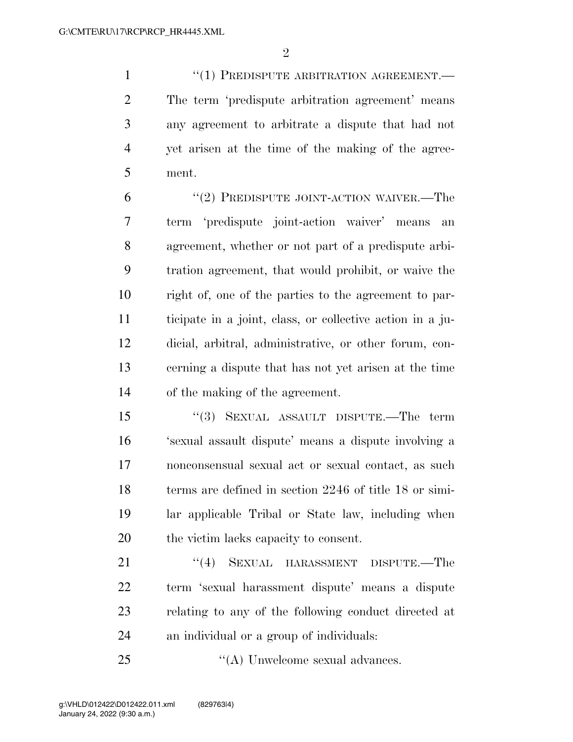"(1) PREDISPUTE ARBITRATION AGREEMENT.—The term 'predispute arbitration agreement' means any agreement to arbitrate a dispute that had not yet arisen at the time of the making of the agreement.

"(2) PREDISPUTE JOINT-ACTION WAIVER.—The term 'predispute joint-action waiver' means an agreement, whether or not part of a predispute arbitration agreement, that would prohibit, or waive the right of, one of the parties to the agreement to participate in a joint, class, or collective action in a judicial, arbitral, administrative, or other forum, concerning a dispute that has not yet arisen at the time of the making of the agreement.

"(3) SEXUAL ASSAULT DISPUTE.—The term 'sexual assault dispute' means a dispute involving a nonconsensual sexual act or sexual contact, as such terms are defined in section 2246 of title 18 or similar applicable Tribal or State law, including when the victim lacks capacity to consent.

"(4) SEXUAL HARASSMENT DISPUTE.—The term 'sexual harassment dispute' means a dispute relating to any of the following conduct directed at an individual or a group of individuals:

"(A) Unwelcome sexual advances.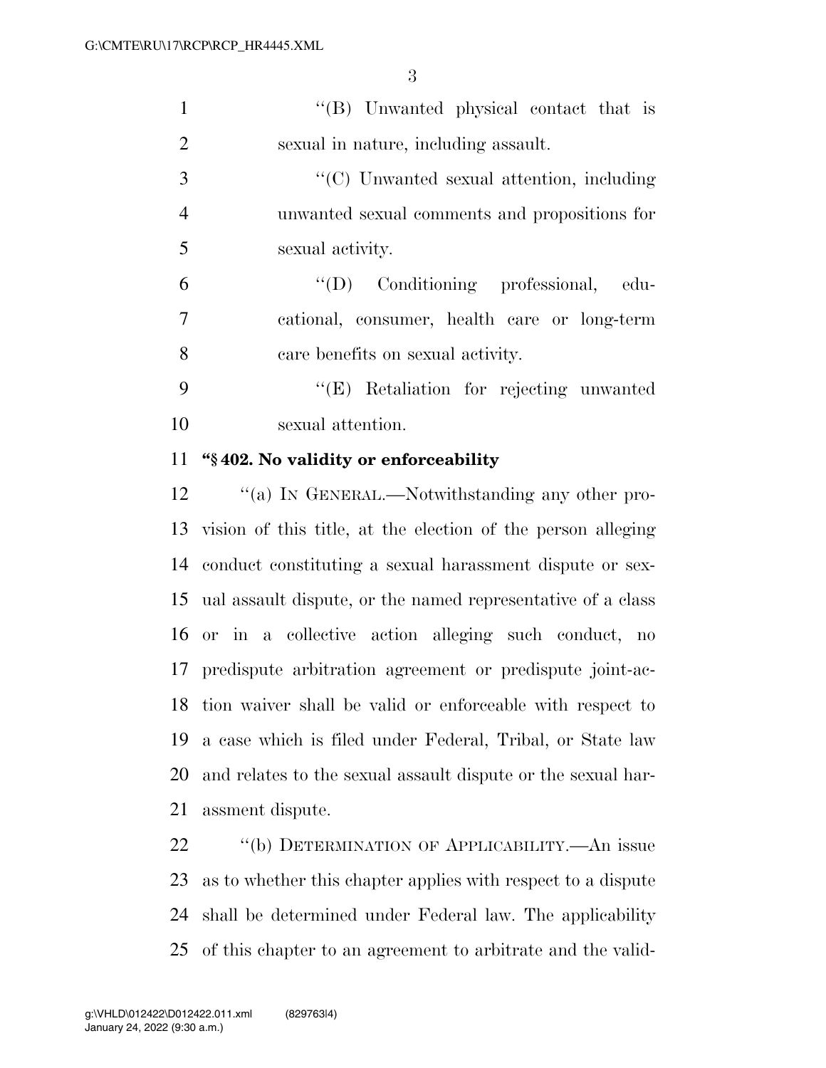"(B) Unwanted physical contact that is sexual in nature, including assault.

"(C) Unwanted sexual attention, including unwanted sexual comments and propositions for sexual activity.

"(D) Conditioning professional, educational, consumer, health care or long-term care benefits on sexual activity.

"(E) Retaliation for rejecting unwanted sexual attention.

**"§ 402. No validity or enforceability**

"(a) IN GENERAL.—Notwithstanding any other provision of this title, at the election of the person alleging conduct constituting a sexual harassment dispute or sexual assault dispute, or the named representative of a class or in a collective action alleging such conduct, no predispute arbitration agreement or predispute joint-action waiver shall be valid or enforceable with respect to a case which is filed under Federal, Tribal, or State law and relates to the sexual assault dispute or the sexual harassment dispute.

"(b) DETERMINATION OF APPLICABILITY.—An issue as to whether this chapter applies with respect to a dispute shall be determined under Federal law. The applicability of this chapter to an agreement to arbitrate and the valid-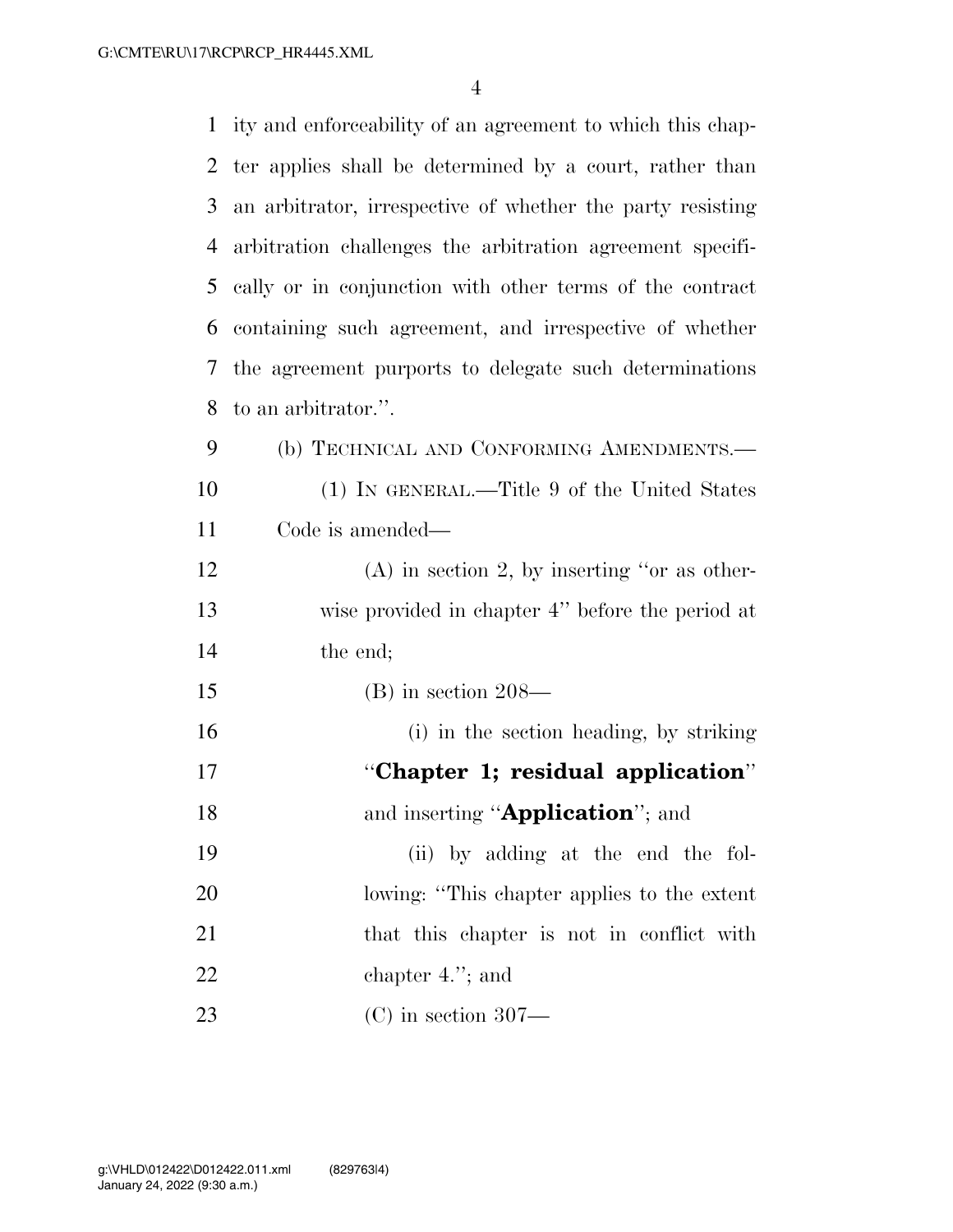ity and enforceability of an agreement to which this chapter applies shall be determined by a court, rather than an arbitrator, irrespective of whether the party resisting arbitration challenges the arbitration agreement specifically or in conjunction with other terms of the contract containing such agreement, and irrespective of whether the agreement purports to delegate such determinations to an arbitrator.''.

(b) TECHNICAL AND CONFORMING AMENDMENTS.—

(1) IN GENERAL.—Title 9 of the United States Code is amended—

(A) in section 2, by inserting ''or as otherwise provided in chapter 4'' before the period at the end;

(B) in section 208—

(i) in the section heading, by striking ''**Chapter 1; residual application**'' and inserting ''**Application**''; and

(ii) by adding at the end the following: ''This chapter applies to the extent that this chapter is not in conflict with chapter 4.''; and

(C) in section 307—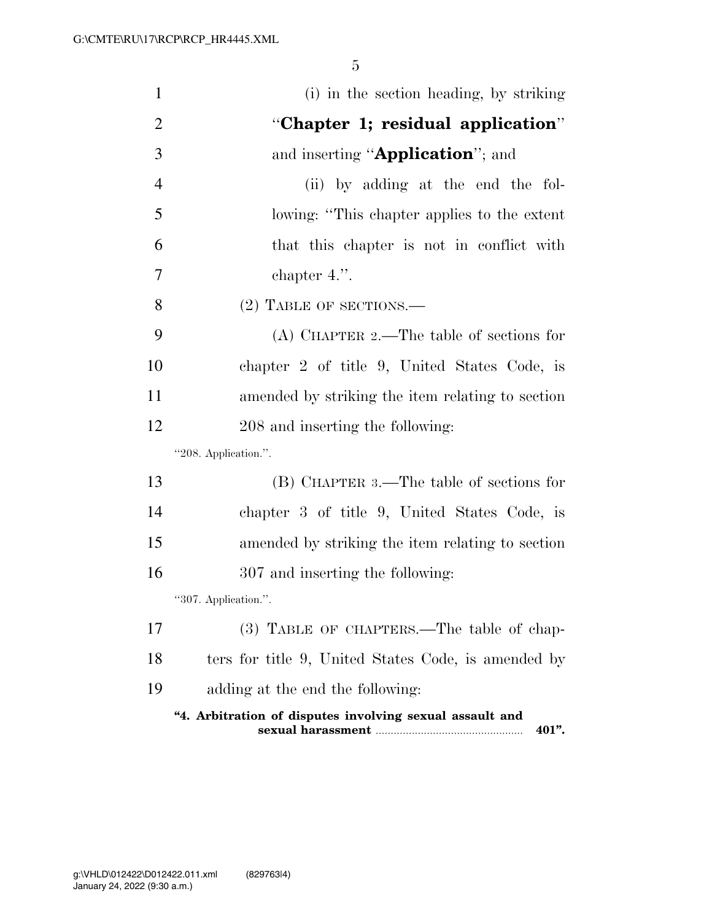(i) in the section heading, by striking "**Chapter 1; residual application**" and inserting "**Application**"; and

(ii) by adding at the end the following: "This chapter applies to the extent that this chapter is not in conflict with chapter 4.".

(2) TABLE OF SECTIONS.—

(A) CHAPTER 2.—The table of sections for chapter 2 of title 9, United States Code, is amended by striking the item relating to section 208 and inserting the following:

"208. Application.".

(B) CHAPTER 3.—The table of sections for chapter 3 of title 9, United States Code, is amended by striking the item relating to section 307 and inserting the following:

"307. Application.".

(3) TABLE OF CHAPTERS.—The table of chapters for title 9, United States Code, is amended by adding at the end the following:

**"4. Arbitration of disputes involving sexual assault and sexual harassment .................................................. 401".**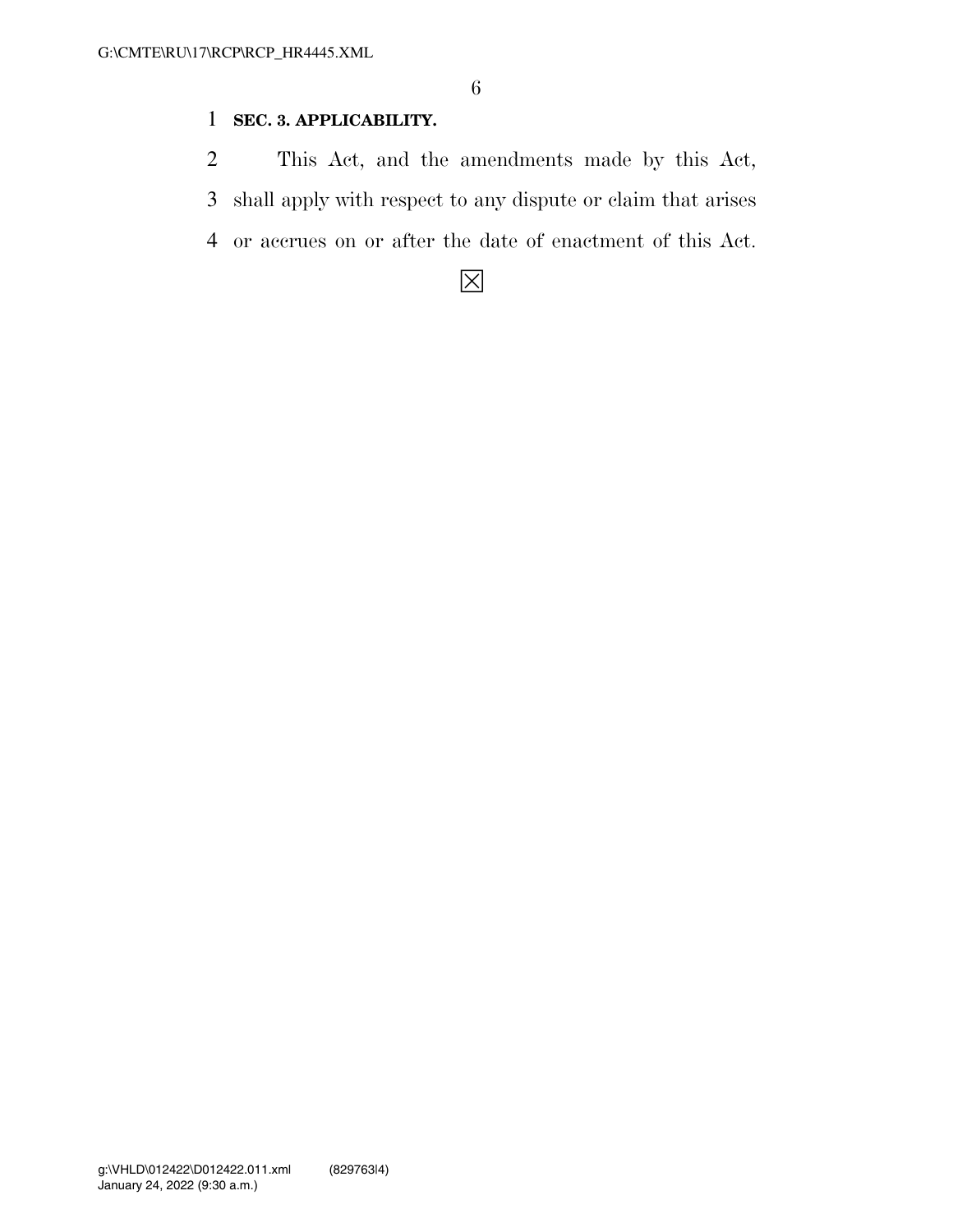**SEC. 3. APPLICABILITY.**

This Act, and the amendments made by this Act, shall apply with respect to any dispute or claim that arises or accrues on or after the date of enactment of this Act.